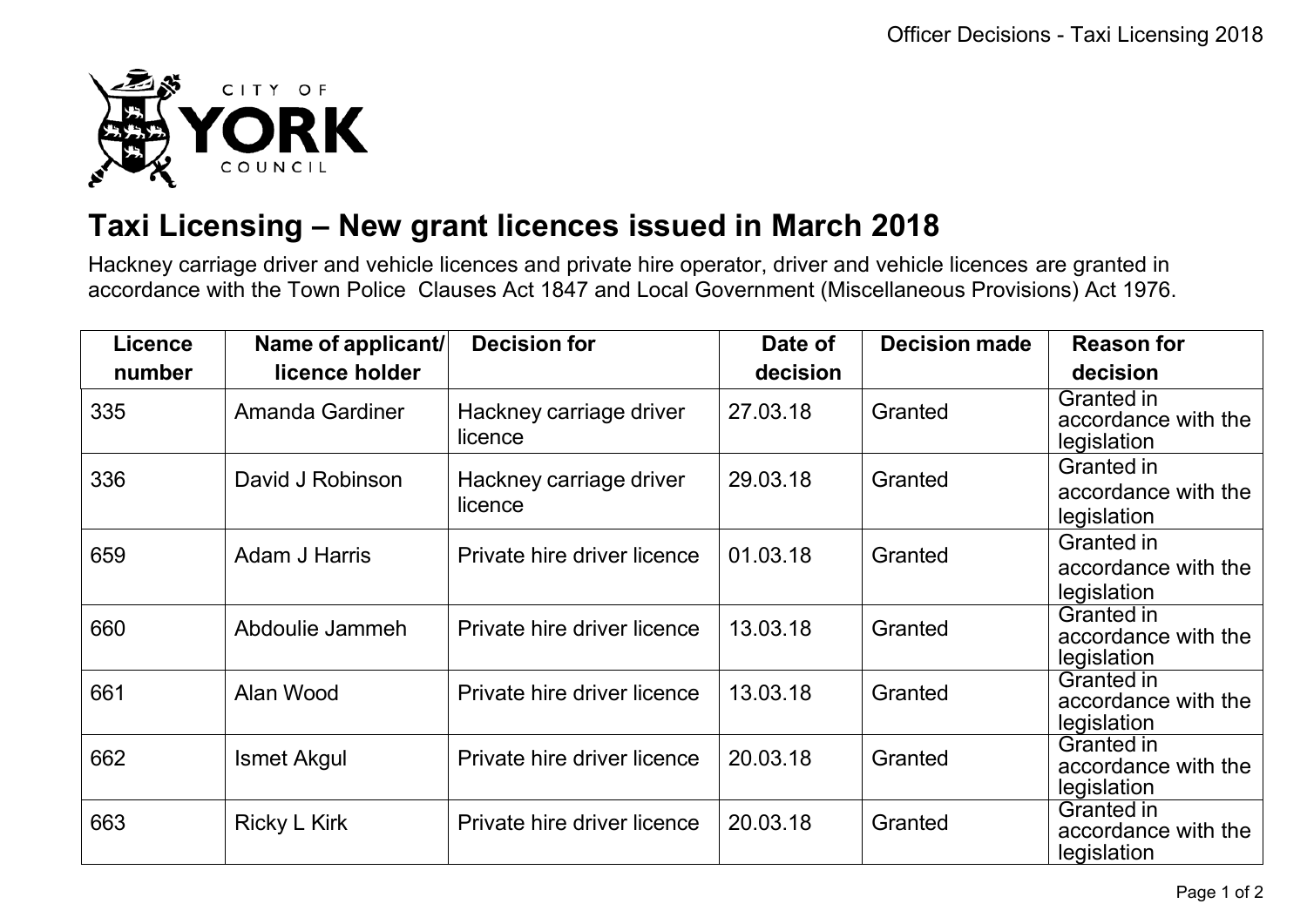# Taxi Licensing – New grant licences issued in March 2018

Hackney carriage driver and vehicle licences and private hire operator, driver and vehicle licences are granted in accordance with the Town Police Clauses Act 1847 and Local Government (Miscellaneous Provisions) Act 1976.

| Licence number | Name of applicant/ licence holder | Decision for | Date of decision | Decision made | Reason for decision |
|---|---|---|---|---|---|
| 335 | Amanda Gardiner | Hackney carriage driver licence | 27.03.18 | Granted | Granted in accordance with the legislation |
| 336 | David J Robinson | Hackney carriage driver licence | 29.03.18 | Granted | Granted in accordance with the legislation |
| 659 | Adam J Harris | Private hire driver licence | 01.03.18 | Granted | Granted in accordance with the legislation |
| 660 | Abdoulie Jammeh | Private hire driver licence | 13.03.18 | Granted | Granted in accordance with the legislation |
| 661 | Alan Wood | Private hire driver licence | 13.03.18 | Granted | Granted in accordance with the legislation |
| 662 | Ismet Akgul | Private hire driver licence | 20.03.18 | Granted | Granted in accordance with the legislation |
| 663 | Ricky L Kirk | Private hire driver licence | 20.03.18 | Granted | Granted in accordance with the legislation |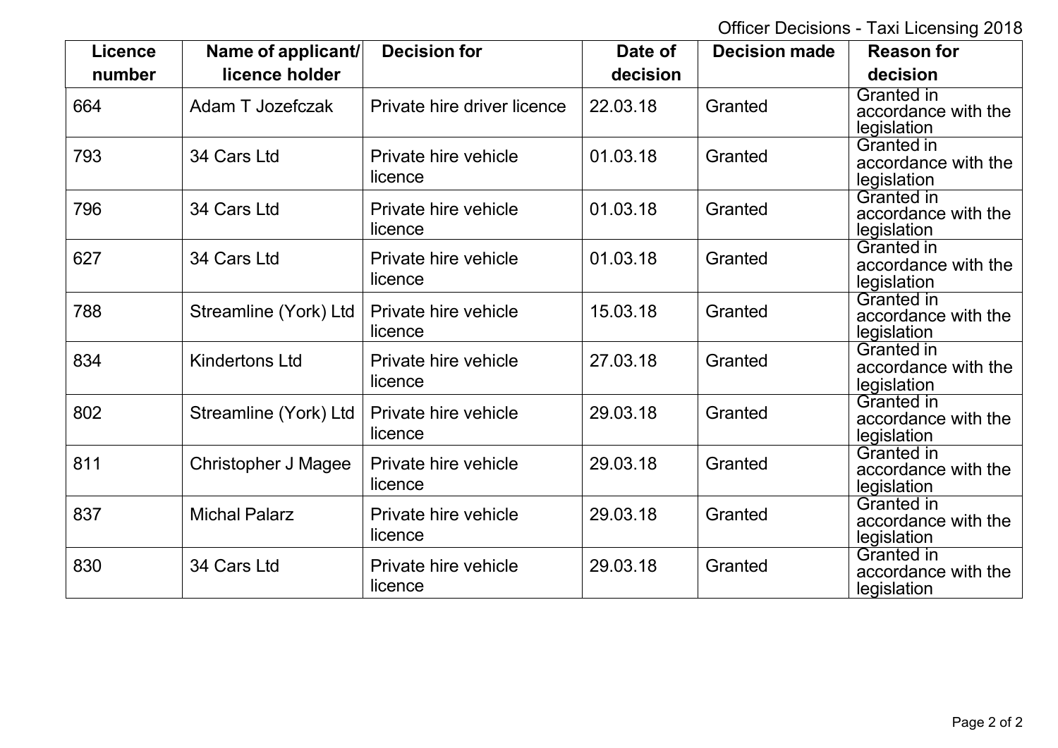| Licence number | Name of applicant/ licence holder | Decision for | Date of decision | Decision made | Reason for decision |
|---|---|---|---|---|---|
| 664 | Adam T Jozefczak | Private hire driver licence | 22.03.18 | Granted | Granted in accordance with the legislation |
| 793 | 34 Cars Ltd | Private hire vehicle licence | 01.03.18 | Granted | Granted in accordance with the legislation |
| 796 | 34 Cars Ltd | Private hire vehicle licence | 01.03.18 | Granted | Granted in accordance with the legislation |
| 627 | 34 Cars Ltd | Private hire vehicle licence | 01.03.18 | Granted | Granted in accordance with the legislation |
| 788 | Streamline (York) Ltd | Private hire vehicle licence | 15.03.18 | Granted | Granted in accordance with the legislation |
| 834 | Kindertons Ltd | Private hire vehicle licence | 27.03.18 | Granted | Granted in accordance with the legislation |
| 802 | Streamline (York) Ltd | Private hire vehicle licence | 29.03.18 | Granted | Granted in accordance with the legislation |
| 811 | Christopher J Magee | Private hire vehicle licence | 29.03.18 | Granted | Granted in accordance with the legislation |
| 837 | Michal Palarz | Private hire vehicle licence | 29.03.18 | Granted | Granted in accordance with the legislation |
| 830 | 34 Cars Ltd | Private hire vehicle licence | 29.03.18 | Granted | Granted in accordance with the legislation |